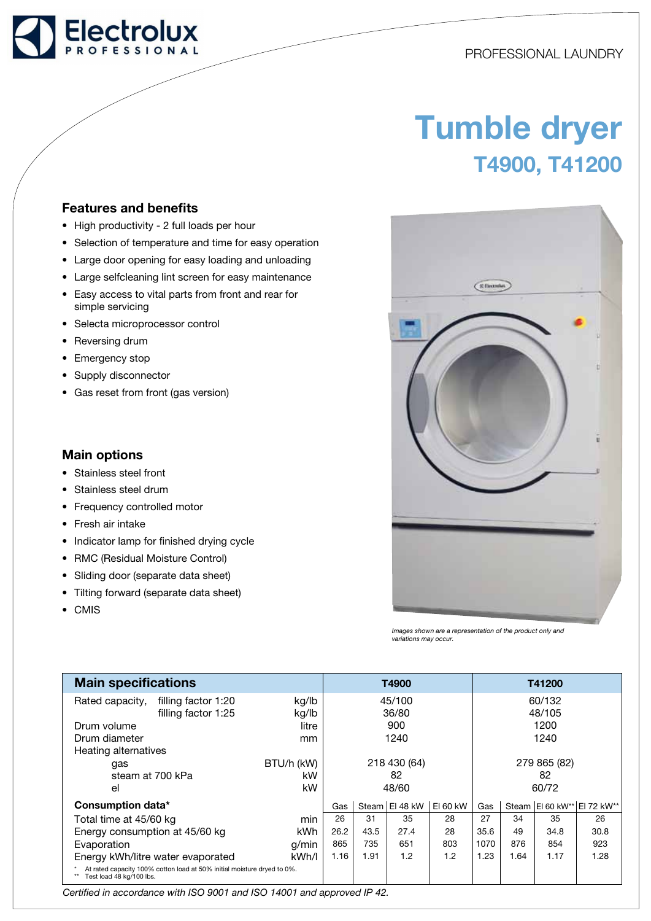PROFESSIONAL LAUNDRY

# Tumble dryer

## T4900, T41200

### Features and benefits

- High productivity - 2 full loads per hour
- Selection of temperature and time for easy operation
- Large door opening for easy loading and unloading
- Large selfcleaning lint screen for easy maintenance
- Easy access to vital parts from front and rear for simple servicing
- Selecta microprocessor control
- Reversing drum
- Emergency stop
- Supply disconnector
- Gas reset from front (gas version)

### Main options

- Stainless steel front
- Stainless steel drum
- Frequency controlled motor
- Fresh air intake
- Indicator lamp for finished drying cycle
- RMC (Residual Moisture Control)
- Sliding door (separate data sheet)
- Tilting forward (separate data sheet)
- CMIS

*Images shown are a representation of the product only and variations may occur.*

| Main specifications | | T4900 | | | | T41200 | | | |
|---|---|---|---|---|---|---|---|---|---|
| Rated capacity, filling factor 1:20 | kg/lb | 45/100 | | | | 60/132 | | | |
| filling factor 1:25 | kg/lb | 36/80 | | | | 48/105 | | | |
| Drum volume | litre | 900 | | | | 1200 | | | |
| Drum diameter | mm | 1240 | | | | 1240 | | | |
| Heating alternatives | | | | | | | | | |
| gas | BTU/h (kW) | 218 430 (64) | | | | 279 865 (82) | | | |
| steam at 700 kPa | kW | 82 | | | | 82 | | | |
| el | kW | 48/60 | | | | 60/72 | | | |
| **Consumption data*** | | Gas | Steam | El 48 kW | El 60 kW | Gas | Steam | El 60 kW** | El 72 kW** |
| Total time at 45/60 kg | min | 26 | 31 | 35 | 28 | 27 | 34 | 35 | 26 |
| Energy consumption at 45/60 kg | kWh | 26.2 | 43.5 | 27.4 | 28 | 35.6 | 49 | 34.8 | 30.8 |
| Evaporation | g/min | 865 | 735 | 651 | 803 | 1070 | 876 | 854 | 923 |
| Energy kWh/litre water evaporated | kWh/l | 1.16 | 1.91 | 1.2 | 1.2 | 1.23 | 1.64 | 1.17 | 1.28 |

\* At rated capacity 100% cotton load at 50% initial moisture dryed to 0%.
\** Test load 48 kg/100 lbs.

*Certified in accordance with ISO 9001 and ISO 14001 and approved IP 42.*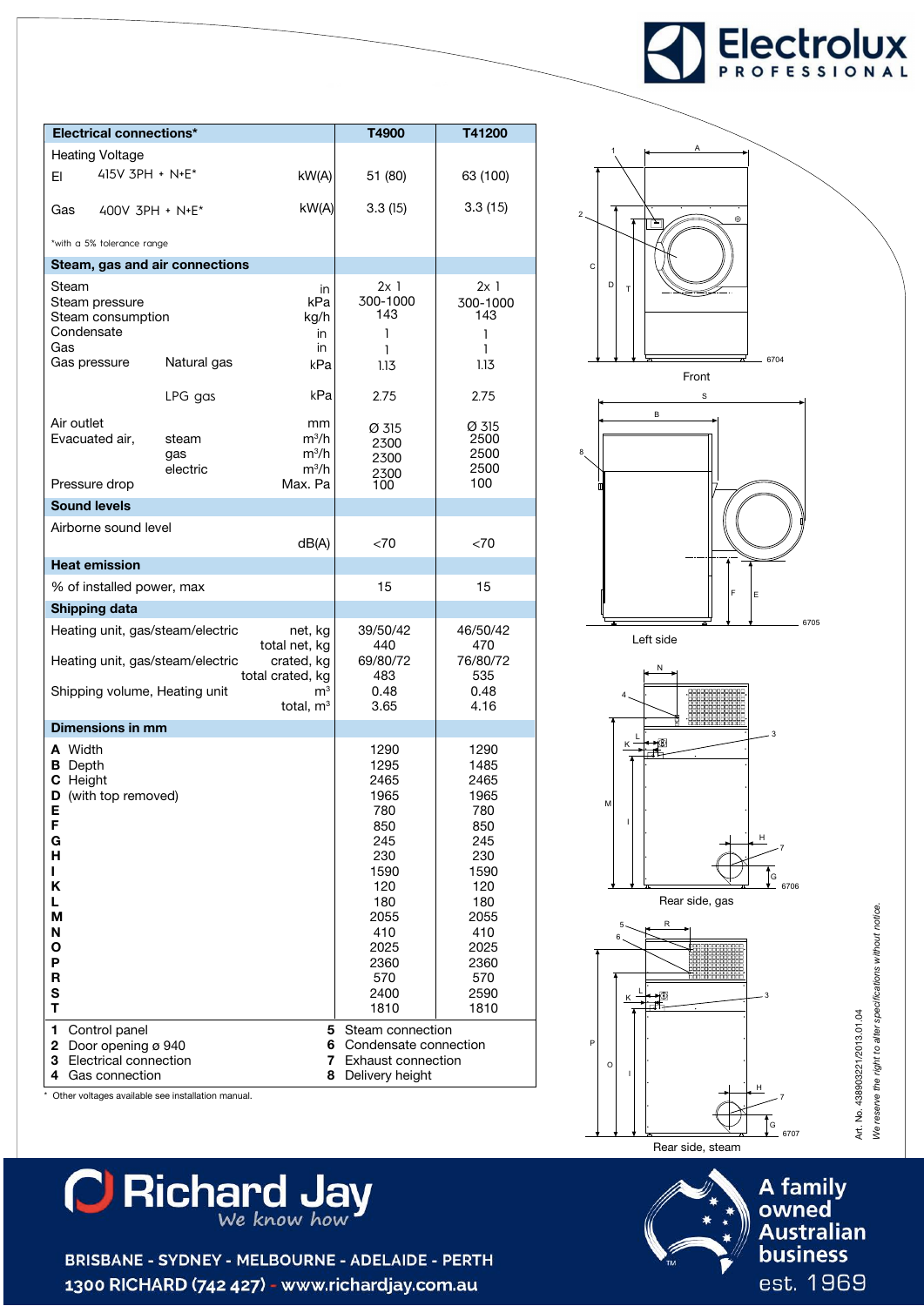| Electrical connections* | | T4900 | T41200 |
|---|---|---|---|
| Heating Voltage | | | |
| El 415V 3PH + N+E* | kW(A) | 51 (80) | 63 (100) |
| Gas 400V 3PH + N+E* | kW(A) | 3.3 (15) | 3.3 (15) |
| *with a 5% tolerance range | | | |
| **Steam, gas and air connections** | | | |
| Steam | in | 2x 1 | 2x 1 |
| Steam pressure | kPa | 300-1000 | 300-1000 |
| Steam consumption | kg/h | 143 | 143 |
| Condensate | in | 1 | 1 |
| Gas | in | 1 | 1 |
| Gas pressure Natural gas | kPa | 1.13 | 1.13 |
| LPG gas | kPa | 2.75 | 2.75 |
| Air outlet | mm | Ø 315 | Ø 315 |
| Evacuated air, steam | m³/h | 2300 | 2500 |
| gas | m³/h | 2300 | 2500 |
| electric | m³/h | 2300 | 2500 |
| Pressure drop | Max. Pa | 100 | 100 |
| **Sound levels** | | | |
| Airborne sound level | dB(A) | <70 | <70 |
| **Heat emission** | | | |
| % of installed power, max | | 15 | 15 |
| **Shipping data** | | | |
| Heating unit, gas/steam/electric | net, kg | 39/50/42 | 46/50/42 |
| | total net, kg | 440 | 470 |
| Heating unit, gas/steam/electric | crated, kg | 69/80/72 | 76/80/72 |
| | total crated, kg | 483 | 535 |
| Shipping volume, Heating unit | m³ | 0.48 | 0.48 |
| | total, m³ | 3.65 | 4.16 |
| **Dimensions in mm** | | | |
| **A** Width | | 1290 | 1290 |
| **B** Depth | | 1295 | 1485 |
| **C** Height | | 2465 | 2465 |
| **D** (with top removed) | | 1965 | 1965 |
| **E** | | 780 | 780 |
| **F** | | 850 | 850 |
| **G** | | 245 | 245 |
| **H** | | 230 | 230 |
| **I** | | 1590 | 1590 |
| **K** | | 120 | 120 |
| **L** | | 180 | 180 |
| **M** | | 2055 | 2055 |
| **N** | | 410 | 410 |
| **O** | | 2025 | 2025 |
| **P** | | 2360 | 2360 |
| **R** | | 570 | 570 |
| **S** | | 2400 | 2590 |
| **T** | | 1810 | 1810 |

**1** Control panel
**2** Door opening ø 940
**3** Electrical connection
**4** Gas connection
**5** Steam connection
**6** Condensate connection
**7** Exhaust connection
**8** Delivery height

\* Other voltages available see installation manual.

Front

Left side

Rear side, gas

Rear side, steam

Art. No. 438903221/2013.01.04

*We reserve the right to alter specifications without notice.*

Richard Jay — We know how

BRISBANE - SYDNEY - MELBOURNE - ADELAIDE - PERTH
1300 RICHARD (742 427) - www.richardjay.com.au

A family owned Australian business est. 1969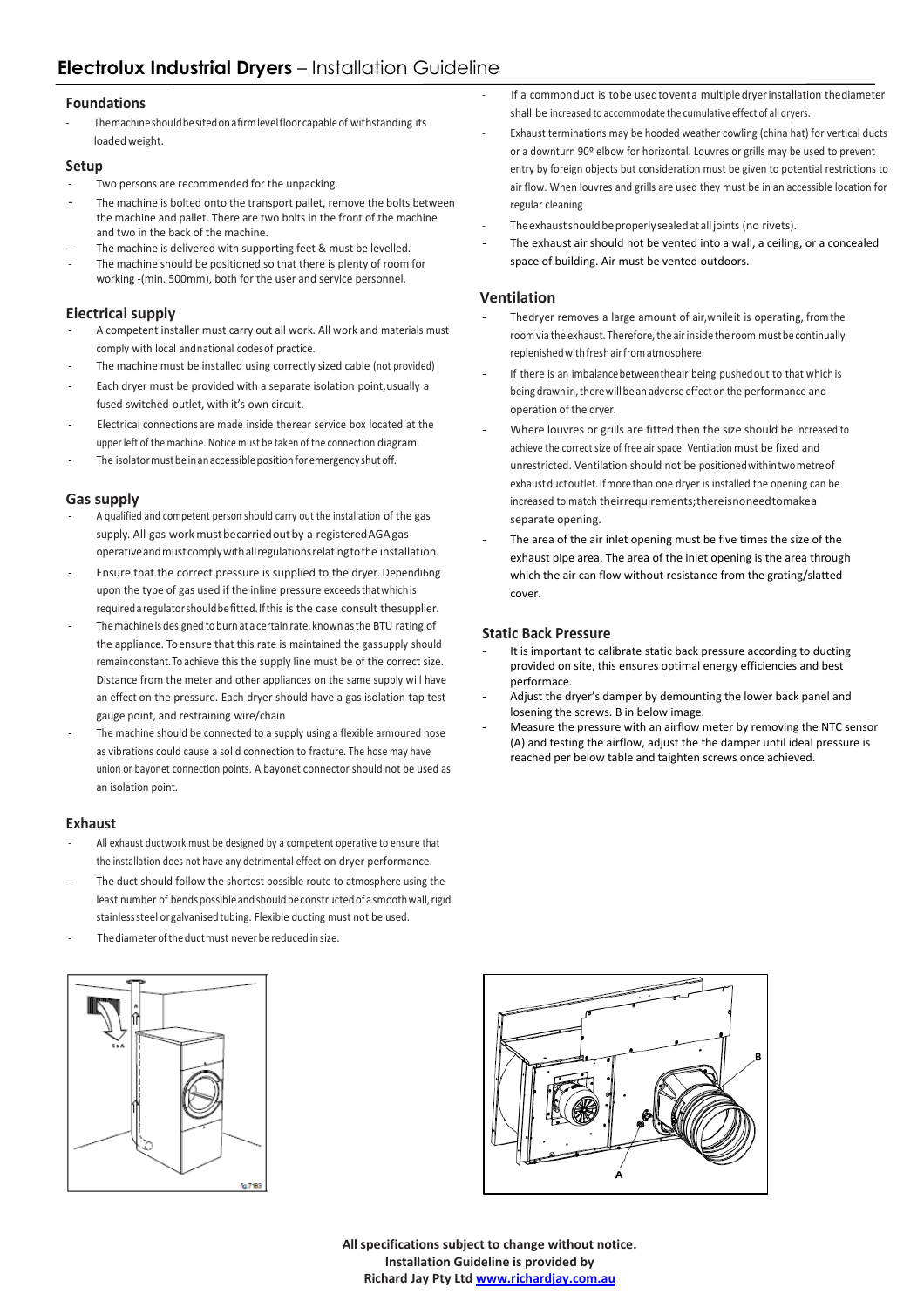# **Electrolux Industrial Dryers** – Installation Guideline

## Foundations

- The machine should be sited on a firm level floor capable of withstanding its loaded weight.

## Setup

- Two persons are recommended for the unpacking.
- The machine is bolted onto the transport pallet, remove the bolts between the machine and pallet. There are two bolts in the front of the machine and two in the back of the machine.
- The machine is delivered with supporting feet & must be levelled.
- The machine should be positioned so that there is plenty of room for working -(min. 500mm), both for the user and service personnel.

## Electrical supply

- A competent installer must carry out all work. All work and materials must comply with local and national codes of practice.
- The machine must be installed using correctly sized cable (not provided)
- Each dryer must be provided with a separate isolation point, usually a fused switched outlet, with it's own circuit.
- Electrical connections are made inside the rear service box located at the upper left of the machine. Notice must be taken of the connection diagram.
- The isolator must be in an accessible position for emergency shut off.

## Gas supply

- A qualified and competent person should carry out the installation of the gas supply. All gas work must be carried out by a registered AGA gas operative and must comply with all regulations relating to the installation.
- Ensure that the correct pressure is supplied to the dryer. Dependi6ng upon the type of gas used if the inline pressure exceeds that which is required a regulator should be fitted. If this is the case consult the supplier.
- The machine is designed to burn at a certain rate, known as the BTU rating of the appliance. To ensure that this rate is maintained the gas supply should remain constant. To achieve this the supply line must be of the correct size. Distance from the meter and other appliances on the same supply will have an effect on the pressure. Each dryer should have a gas isolation tap test gauge point, and restraining wire/chain
- The machine should be connected to a supply using a flexible armoured hose as vibrations could cause a solid connection to fracture. The hose may have union or bayonet connection points. A bayonet connector should not be used as an isolation point.

## Exhaust

- All exhaust ductwork must be designed by a competent operative to ensure that the installation does not have any detrimental effect on dryer performance.
- The duct should follow the shortest possible route to atmosphere using the least number of bends possible and should be constructed of a smooth wall, rigid stainless steel or galvanised tubing. Flexible ducting must not be used.
- The diameter of the duct must never be reduced in size.
- If a common duct is to be used to vent a multiple dryer installation the diameter shall be increased to accommodate the cumulative effect of all dryers.
- Exhaust terminations may be hooded weather cowling (china hat) for vertical ducts or a downturn 90º elbow for horizontal. Louvres or grills may be used to prevent entry by foreign objects but consideration must be given to potential restrictions to air flow. When louvres and grills are used they must be in an accessible location for regular cleaning
- The exhaust should be properly sealed at all joints (no rivets).
- The exhaust air should not be vented into a wall, a ceiling, or a concealed space of building. Air must be vented outdoors.

## Ventilation

- The dryer removes a large amount of air, while it is operating, from the room via the exhaust. Therefore, the air inside the room must be continually replenished with fresh air from atmosphere.
- If there is an imbalance between the air being pushed out to that which is being drawn in, there will be an adverse effect on the performance and operation of the dryer.
- Where louvres or grills are fitted then the size should be increased to achieve the correct size of free air space. Ventilation must be fixed and unrestricted. Ventilation should not be positioned within two metre of exhaust duct outlet. If more than one dryer is installed the opening can be increased to match their requirements; there is no need to make a separate opening.
- The area of the air inlet opening must be five times the size of the exhaust pipe area. The area of the inlet opening is the area through which the air can flow without resistance from the grating/slatted cover.

## Static Back Pressure

- It is important to calibrate static back pressure according to ducting provided on site, this ensures optimal energy efficiencies and best performace.
- Adjust the dryer's damper by demounting the lower back panel and losening the screws. B in below image.
- Measure the pressure with an airflow meter by removing the NTC sensor (A) and testing the airflow, adjust the the damper until ideal pressure is reached per below table and taighten screws once achieved.

5xA

fig.7183

B

A

**All specifications subject to change without notice.**
**Installation Guideline is provided by**
**Richard Jay Pty Ltd [www.richardjay.com.au](http://www.richardjay.com.au)**